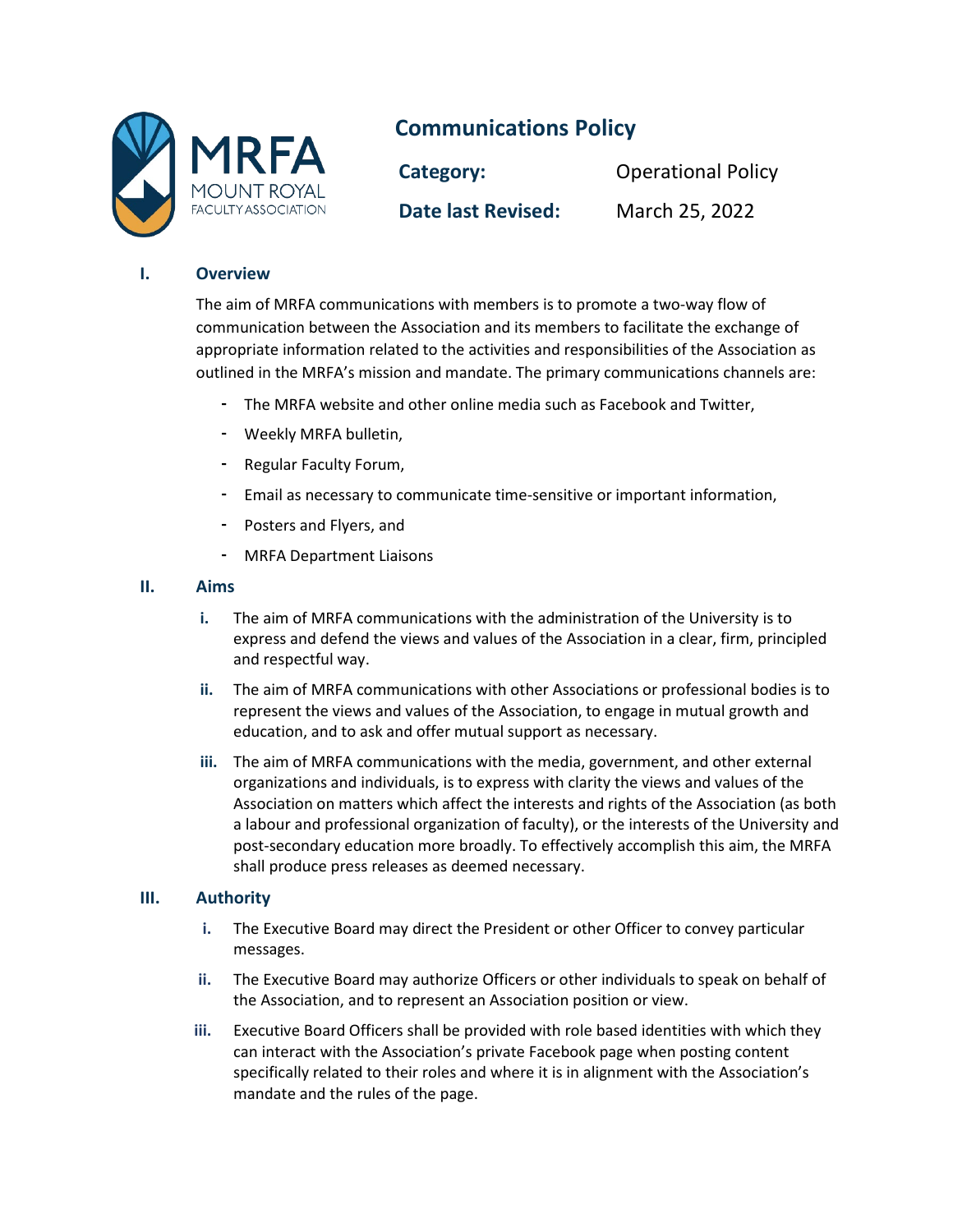MRFA
MOUNT ROYAL
FACULTY ASSOCIATION

# Communications Policy

| **Category:** | Operational Policy |
| --- | --- |
| **Date last Revised:** | March 25, 2022 |

## I. Overview

The aim of MRFA communications with members is to promote a two-way flow of communication between the Association and its members to facilitate the exchange of appropriate information related to the activities and responsibilities of the Association as outlined in the MRFA's mission and mandate. The primary communications channels are:

- The MRFA website and other online media such as Facebook and Twitter,
- Weekly MRFA bulletin,
- Regular Faculty Forum,
- Email as necessary to communicate time-sensitive or important information,
- Posters and Flyers, and
- MRFA Department Liaisons

## II. Aims

**i.** The aim of MRFA communications with the administration of the University is to express and defend the views and values of the Association in a clear, firm, principled and respectful way.

**ii.** The aim of MRFA communications with other Associations or professional bodies is to represent the views and values of the Association, to engage in mutual growth and education, and to ask and offer mutual support as necessary.

**iii.** The aim of MRFA communications with the media, government, and other external organizations and individuals, is to express with clarity the views and values of the Association on matters which affect the interests and rights of the Association (as both a labour and professional organization of faculty), or the interests of the University and post-secondary education more broadly. To effectively accomplish this aim, the MRFA shall produce press releases as deemed necessary.

## III. Authority

**i.** The Executive Board may direct the President or other Officer to convey particular messages.

**ii.** The Executive Board may authorize Officers or other individuals to speak on behalf of the Association, and to represent an Association position or view.

**iii.** Executive Board Officers shall be provided with role based identities with which they can interact with the Association's private Facebook page when posting content specifically related to their roles and where it is in alignment with the Association's mandate and the rules of the page.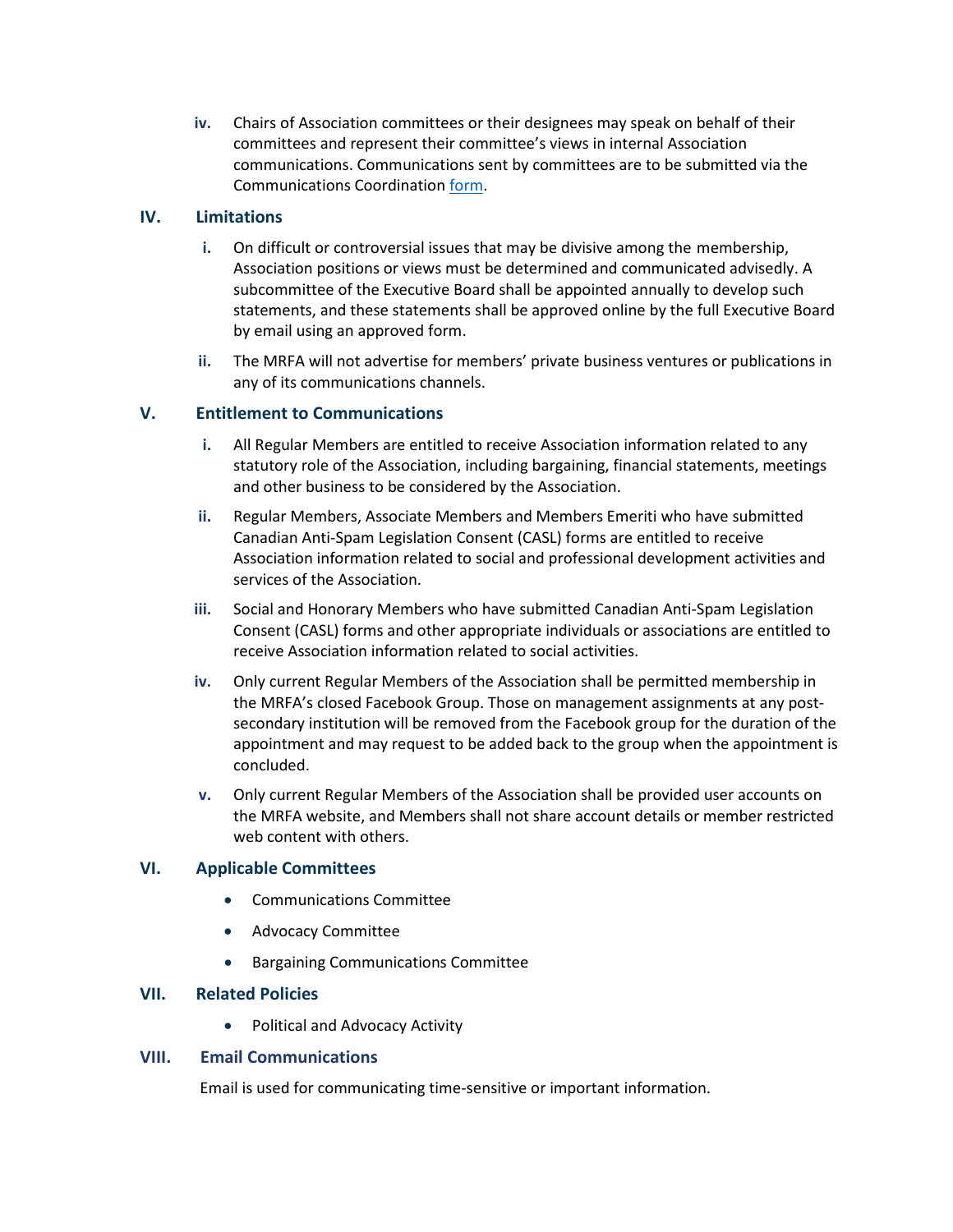iv. Chairs of Association committees or their designees may speak on behalf of their committees and represent their committee's views in internal Association communications. Communications sent by committees are to be submitted via the Communications Coordination form.

## IV. Limitations

i. On difficult or controversial issues that may be divisive among the membership, Association positions or views must be determined and communicated advisedly. A subcommittee of the Executive Board shall be appointed annually to develop such statements, and these statements shall be approved online by the full Executive Board by email using an approved form.

ii. The MRFA will not advertise for members' private business ventures or publications in any of its communications channels.

## V. Entitlement to Communications

i. All Regular Members are entitled to receive Association information related to any statutory role of the Association, including bargaining, financial statements, meetings and other business to be considered by the Association.

ii. Regular Members, Associate Members and Members Emeriti who have submitted Canadian Anti-Spam Legislation Consent (CASL) forms are entitled to receive Association information related to social and professional development activities and services of the Association.

iii. Social and Honorary Members who have submitted Canadian Anti-Spam Legislation Consent (CASL) forms and other appropriate individuals or associations are entitled to receive Association information related to social activities.

iv. Only current Regular Members of the Association shall be permitted membership in the MRFA's closed Facebook Group. Those on management assignments at any post-secondary institution will be removed from the Facebook group for the duration of the appointment and may request to be added back to the group when the appointment is concluded.

v. Only current Regular Members of the Association shall be provided user accounts on the MRFA website, and Members shall not share account details or member restricted web content with others.

## VI. Applicable Committees

- Communications Committee
- Advocacy Committee
- Bargaining Communications Committee

## VII. Related Policies

- Political and Advocacy Activity

## VIII. Email Communications

Email is used for communicating time-sensitive or important information.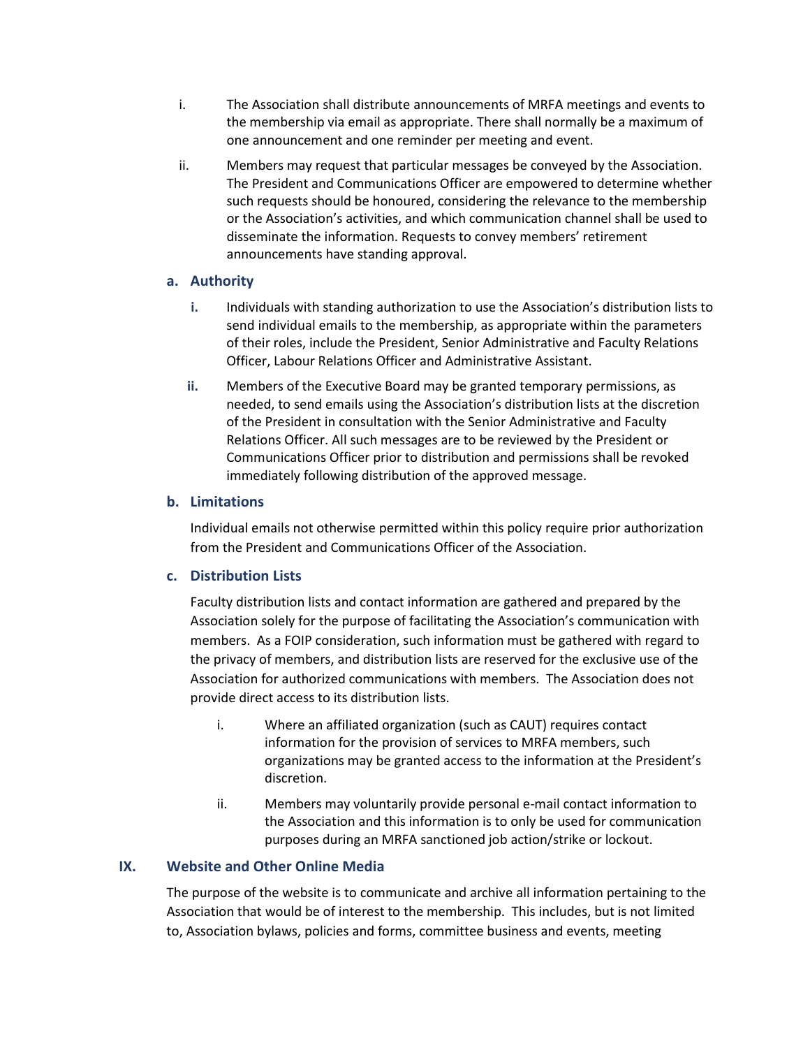i. The Association shall distribute announcements of MRFA meetings and events to the membership via email as appropriate. There shall normally be a maximum of one announcement and one reminder per meeting and event.

ii. Members may request that particular messages be conveyed by the Association. The President and Communications Officer are empowered to determine whether such requests should be honoured, considering the relevance to the membership or the Association's activities, and which communication channel shall be used to disseminate the information. Requests to convey members' retirement announcements have standing approval.

### a. Authority

i. Individuals with standing authorization to use the Association's distribution lists to send individual emails to the membership, as appropriate within the parameters of their roles, include the President, Senior Administrative and Faculty Relations Officer, Labour Relations Officer and Administrative Assistant.

ii. Members of the Executive Board may be granted temporary permissions, as needed, to send emails using the Association's distribution lists at the discretion of the President in consultation with the Senior Administrative and Faculty Relations Officer. All such messages are to be reviewed by the President or Communications Officer prior to distribution and permissions shall be revoked immediately following distribution of the approved message.

### b. Limitations

Individual emails not otherwise permitted within this policy require prior authorization from the President and Communications Officer of the Association.

### c. Distribution Lists

Faculty distribution lists and contact information are gathered and prepared by the Association solely for the purpose of facilitating the Association's communication with members. As a FOIP consideration, such information must be gathered with regard to the privacy of members, and distribution lists are reserved for the exclusive use of the Association for authorized communications with members. The Association does not provide direct access to its distribution lists.

i. Where an affiliated organization (such as CAUT) requires contact information for the provision of services to MRFA members, such organizations may be granted access to the information at the President's discretion.

ii. Members may voluntarily provide personal e-mail contact information to the Association and this information is to only be used for communication purposes during an MRFA sanctioned job action/strike or lockout.

## IX. Website and Other Online Media

The purpose of the website is to communicate and archive all information pertaining to the Association that would be of interest to the membership. This includes, but is not limited to, Association bylaws, policies and forms, committee business and events, meeting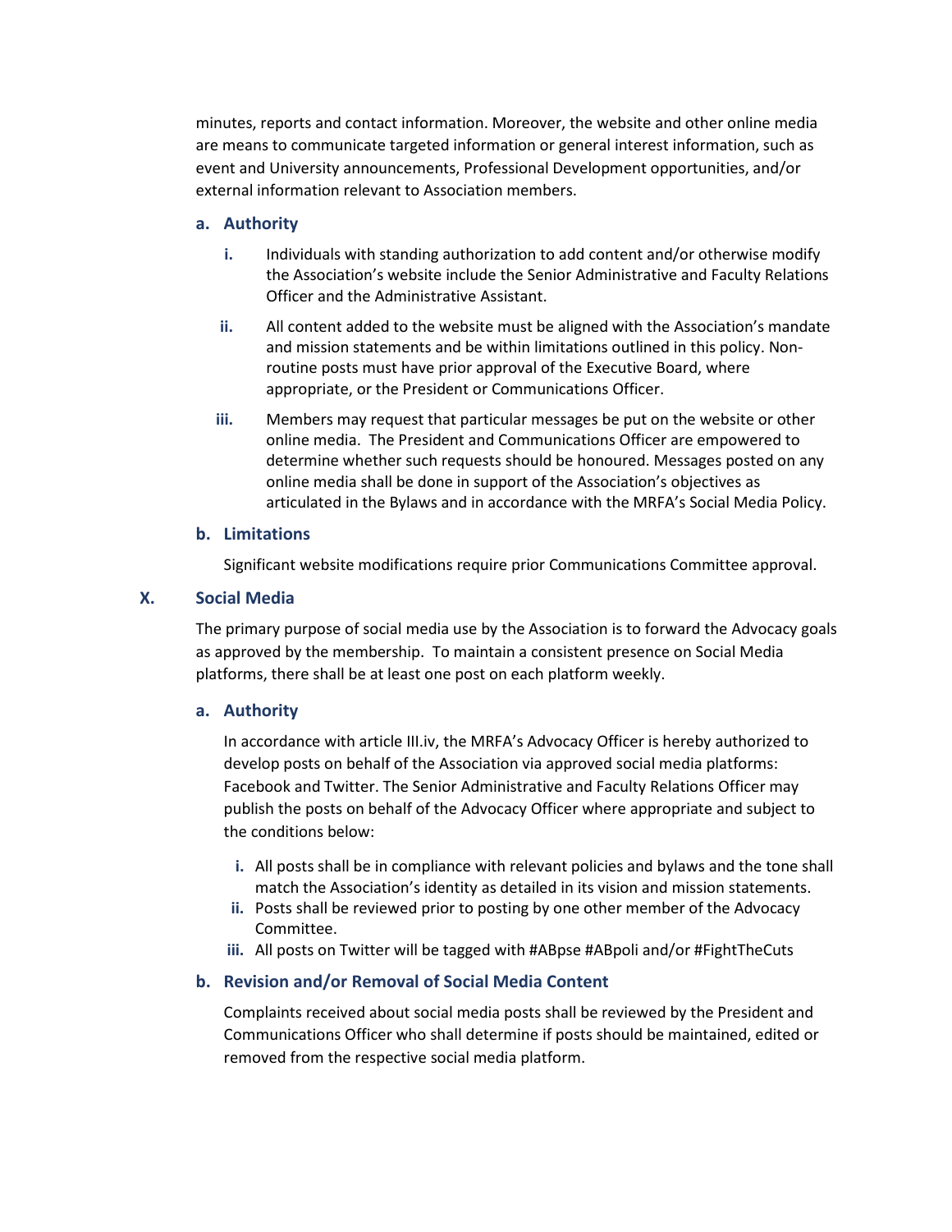minutes, reports and contact information. Moreover, the website and other online media are means to communicate targeted information or general interest information, such as event and University announcements, Professional Development opportunities, and/or external information relevant to Association members.

### a. Authority

i. Individuals with standing authorization to add content and/or otherwise modify the Association's website include the Senior Administrative and Faculty Relations Officer and the Administrative Assistant.

ii. All content added to the website must be aligned with the Association's mandate and mission statements and be within limitations outlined in this policy. Non-routine posts must have prior approval of the Executive Board, where appropriate, or the President or Communications Officer.

iii. Members may request that particular messages be put on the website or other online media. The President and Communications Officer are empowered to determine whether such requests should be honoured. Messages posted on any online media shall be done in support of the Association's objectives as articulated in the Bylaws and in accordance with the MRFA's Social Media Policy.

### b. Limitations

Significant website modifications require prior Communications Committee approval.

## X. Social Media

The primary purpose of social media use by the Association is to forward the Advocacy goals as approved by the membership. To maintain a consistent presence on Social Media platforms, there shall be at least one post on each platform weekly.

### a. Authority

In accordance with article III.iv, the MRFA's Advocacy Officer is hereby authorized to develop posts on behalf of the Association via approved social media platforms: Facebook and Twitter. The Senior Administrative and Faculty Relations Officer may publish the posts on behalf of the Advocacy Officer where appropriate and subject to the conditions below:

i. All posts shall be in compliance with relevant policies and bylaws and the tone shall match the Association's identity as detailed in its vision and mission statements.

ii. Posts shall be reviewed prior to posting by one other member of the Advocacy Committee.

iii. All posts on Twitter will be tagged with #ABpse #ABpoli and/or #FightTheCuts

### b. Revision and/or Removal of Social Media Content

Complaints received about social media posts shall be reviewed by the President and Communications Officer who shall determine if posts should be maintained, edited or removed from the respective social media platform.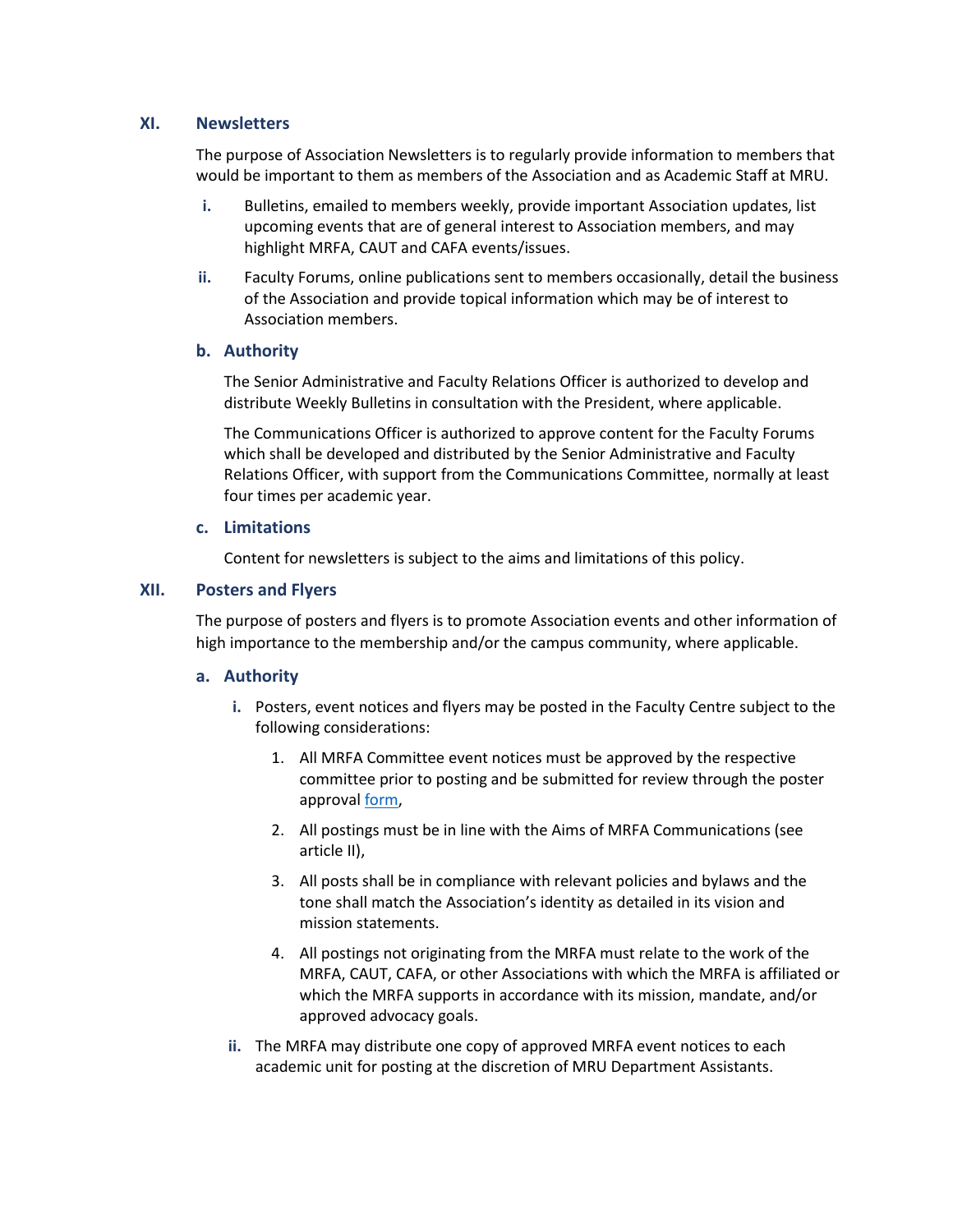## XI. Newsletters

The purpose of Association Newsletters is to regularly provide information to members that would be important to them as members of the Association and as Academic Staff at MRU.

- **i.** Bulletins, emailed to members weekly, provide important Association updates, list upcoming events that are of general interest to Association members, and may highlight MRFA, CAUT and CAFA events/issues.
- **ii.** Faculty Forums, online publications sent to members occasionally, detail the business of the Association and provide topical information which may be of interest to Association members.

### b. Authority

The Senior Administrative and Faculty Relations Officer is authorized to develop and distribute Weekly Bulletins in consultation with the President, where applicable.

The Communications Officer is authorized to approve content for the Faculty Forums which shall be developed and distributed by the Senior Administrative and Faculty Relations Officer, with support from the Communications Committee, normally at least four times per academic year.

### c. Limitations

Content for newsletters is subject to the aims and limitations of this policy.

## XII. Posters and Flyers

The purpose of posters and flyers is to promote Association events and other information of high importance to the membership and/or the campus community, where applicable.

### a. Authority

- **i.** Posters, event notices and flyers may be posted in the Faculty Centre subject to the following considerations:
  1. All MRFA Committee event notices must be approved by the respective committee prior to posting and be submitted for review through the poster approval form,
  2. All postings must be in line with the Aims of MRFA Communications (see article II),
  3. All posts shall be in compliance with relevant policies and bylaws and the tone shall match the Association's identity as detailed in its vision and mission statements.
  4. All postings not originating from the MRFA must relate to the work of the MRFA, CAUT, CAFA, or other Associations with which the MRFA is affiliated or which the MRFA supports in accordance with its mission, mandate, and/or approved advocacy goals.
- **ii.** The MRFA may distribute one copy of approved MRFA event notices to each academic unit for posting at the discretion of MRU Department Assistants.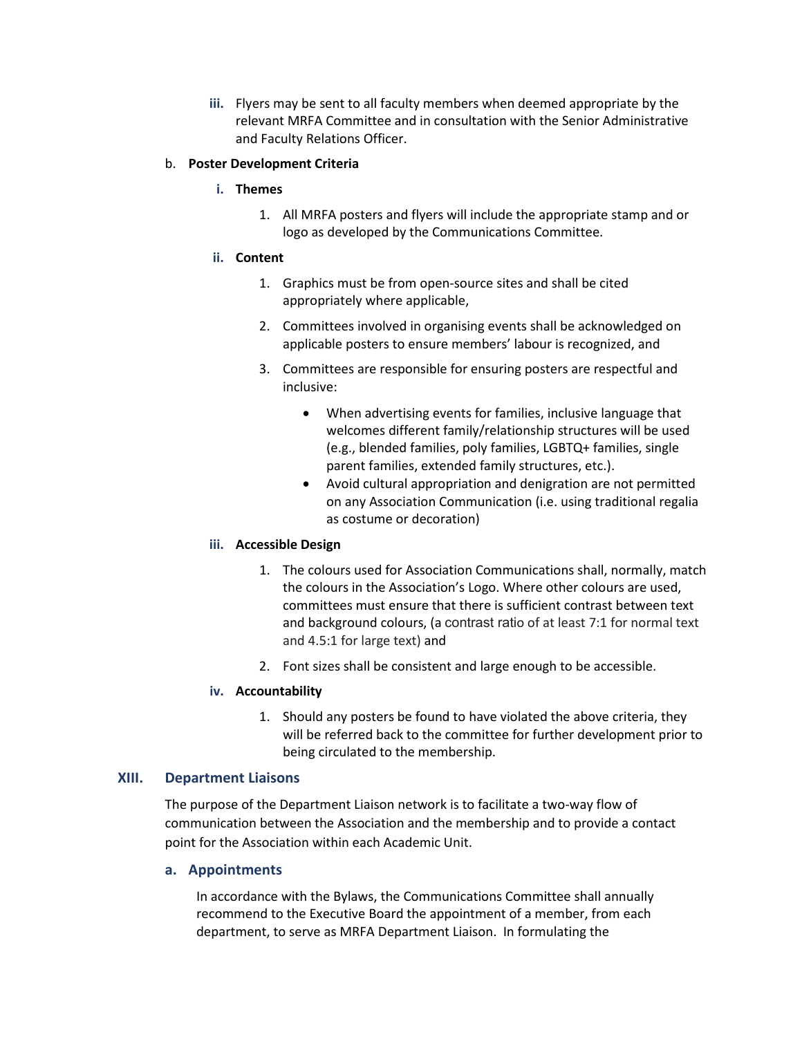iii. Flyers may be sent to all faculty members when deemed appropriate by the relevant MRFA Committee and in consultation with the Senior Administrative and Faculty Relations Officer.

b. **Poster Development Criteria**

**i. Themes**

1. All MRFA posters and flyers will include the appropriate stamp and or logo as developed by the Communications Committee.

**ii. Content**

1. Graphics must be from open-source sites and shall be cited appropriately where applicable,
2. Committees involved in organising events shall be acknowledged on applicable posters to ensure members' labour is recognized, and
3. Committees are responsible for ensuring posters are respectful and inclusive:
    - When advertising events for families, inclusive language that welcomes different family/relationship structures will be used (e.g., blended families, poly families, LGBTQ+ families, single parent families, extended family structures, etc.).
    - Avoid cultural appropriation and denigration are not permitted on any Association Communication (i.e. using traditional regalia as costume or decoration)

**iii. Accessible Design**

1. The colours used for Association Communications shall, normally, match the colours in the Association's Logo. Where other colours are used, committees must ensure that there is sufficient contrast between text and background colours, (a contrast ratio of at least 7:1 for normal text and 4.5:1 for large text) and
2. Font sizes shall be consistent and large enough to be accessible.

**iv. Accountability**

1. Should any posters be found to have violated the above criteria, they will be referred back to the committee for further development prior to being circulated to the membership.

## XIII. Department Liaisons

The purpose of the Department Liaison network is to facilitate a two-way flow of communication between the Association and the membership and to provide a contact point for the Association within each Academic Unit.

### a. Appointments

In accordance with the Bylaws, the Communications Committee shall annually recommend to the Executive Board the appointment of a member, from each department, to serve as MRFA Department Liaison. In formulating the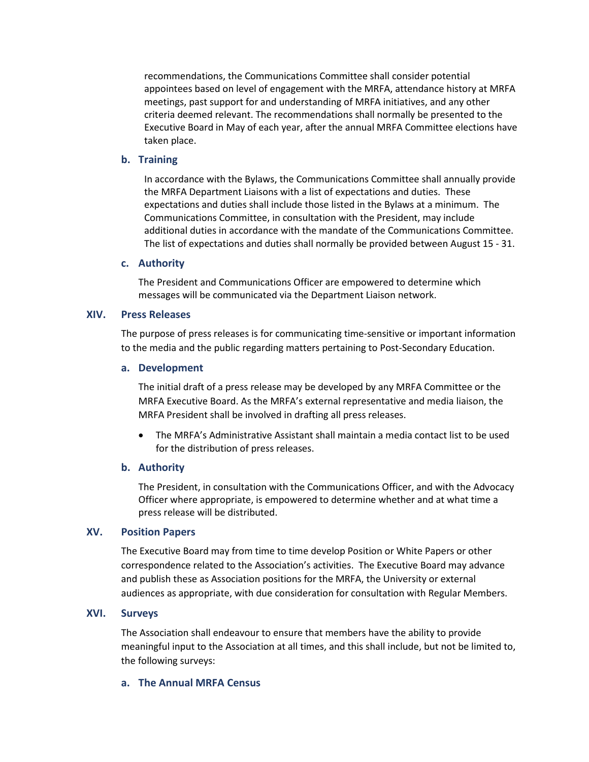recommendations, the Communications Committee shall consider potential appointees based on level of engagement with the MRFA, attendance history at MRFA meetings, past support for and understanding of MRFA initiatives, and any other criteria deemed relevant. The recommendations shall normally be presented to the Executive Board in May of each year, after the annual MRFA Committee elections have taken place.

### b. Training

In accordance with the Bylaws, the Communications Committee shall annually provide the MRFA Department Liaisons with a list of expectations and duties. These expectations and duties shall include those listed in the Bylaws at a minimum. The Communications Committee, in consultation with the President, may include additional duties in accordance with the mandate of the Communications Committee. The list of expectations and duties shall normally be provided between August 15 - 31.

### c. Authority

The President and Communications Officer are empowered to determine which messages will be communicated via the Department Liaison network.

## XIV. Press Releases

The purpose of press releases is for communicating time-sensitive or important information to the media and the public regarding matters pertaining to Post-Secondary Education.

### a. Development

The initial draft of a press release may be developed by any MRFA Committee or the MRFA Executive Board. As the MRFA's external representative and media liaison, the MRFA President shall be involved in drafting all press releases.

- The MRFA's Administrative Assistant shall maintain a media contact list to be used for the distribution of press releases.

### b. Authority

The President, in consultation with the Communications Officer, and with the Advocacy Officer where appropriate, is empowered to determine whether and at what time a press release will be distributed.

## XV. Position Papers

The Executive Board may from time to time develop Position or White Papers or other correspondence related to the Association's activities. The Executive Board may advance and publish these as Association positions for the MRFA, the University or external audiences as appropriate, with due consideration for consultation with Regular Members.

## XVI. Surveys

The Association shall endeavour to ensure that members have the ability to provide meaningful input to the Association at all times, and this shall include, but not be limited to, the following surveys:

### a. The Annual MRFA Census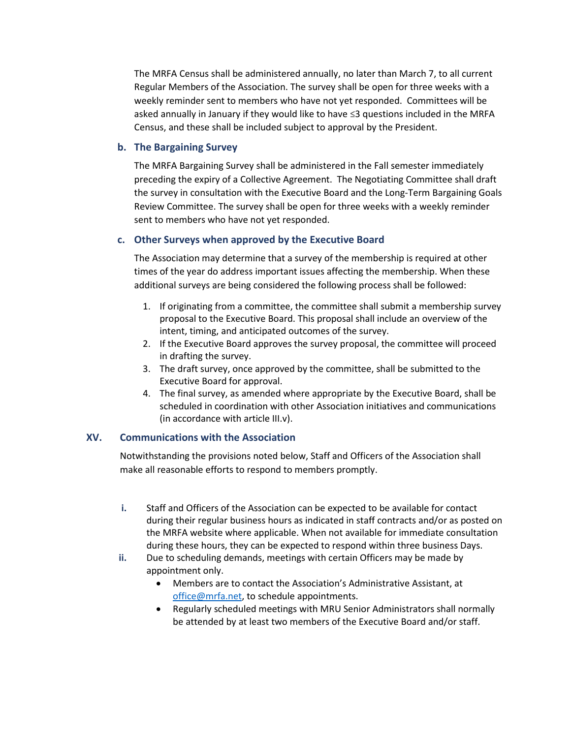The MRFA Census shall be administered annually, no later than March 7, to all current Regular Members of the Association. The survey shall be open for three weeks with a weekly reminder sent to members who have not yet responded. Committees will be asked annually in January if they would like to have ≤3 questions included in the MRFA Census, and these shall be included subject to approval by the President.

### b. The Bargaining Survey

The MRFA Bargaining Survey shall be administered in the Fall semester immediately preceding the expiry of a Collective Agreement. The Negotiating Committee shall draft the survey in consultation with the Executive Board and the Long-Term Bargaining Goals Review Committee. The survey shall be open for three weeks with a weekly reminder sent to members who have not yet responded.

### c. Other Surveys when approved by the Executive Board

The Association may determine that a survey of the membership is required at other times of the year do address important issues affecting the membership. When these additional surveys are being considered the following process shall be followed:

1. If originating from a committee, the committee shall submit a membership survey proposal to the Executive Board. This proposal shall include an overview of the intent, timing, and anticipated outcomes of the survey.
2. If the Executive Board approves the survey proposal, the committee will proceed in drafting the survey.
3. The draft survey, once approved by the committee, shall be submitted to the Executive Board for approval.
4. The final survey, as amended where appropriate by the Executive Board, shall be scheduled in coordination with other Association initiatives and communications (in accordance with article III.v).

## XV. Communications with the Association

Notwithstanding the provisions noted below, Staff and Officers of the Association shall make all reasonable efforts to respond to members promptly.

- **i.** Staff and Officers of the Association can be expected to be available for contact during their regular business hours as indicated in staff contracts and/or as posted on the MRFA website where applicable. When not available for immediate consultation during these hours, they can be expected to respond within three business Days.
- **ii.** Due to scheduling demands, meetings with certain Officers may be made by appointment only.
  - Members are to contact the Association's Administrative Assistant, at office@mrfa.net, to schedule appointments.
  - Regularly scheduled meetings with MRU Senior Administrators shall normally be attended by at least two members of the Executive Board and/or staff.